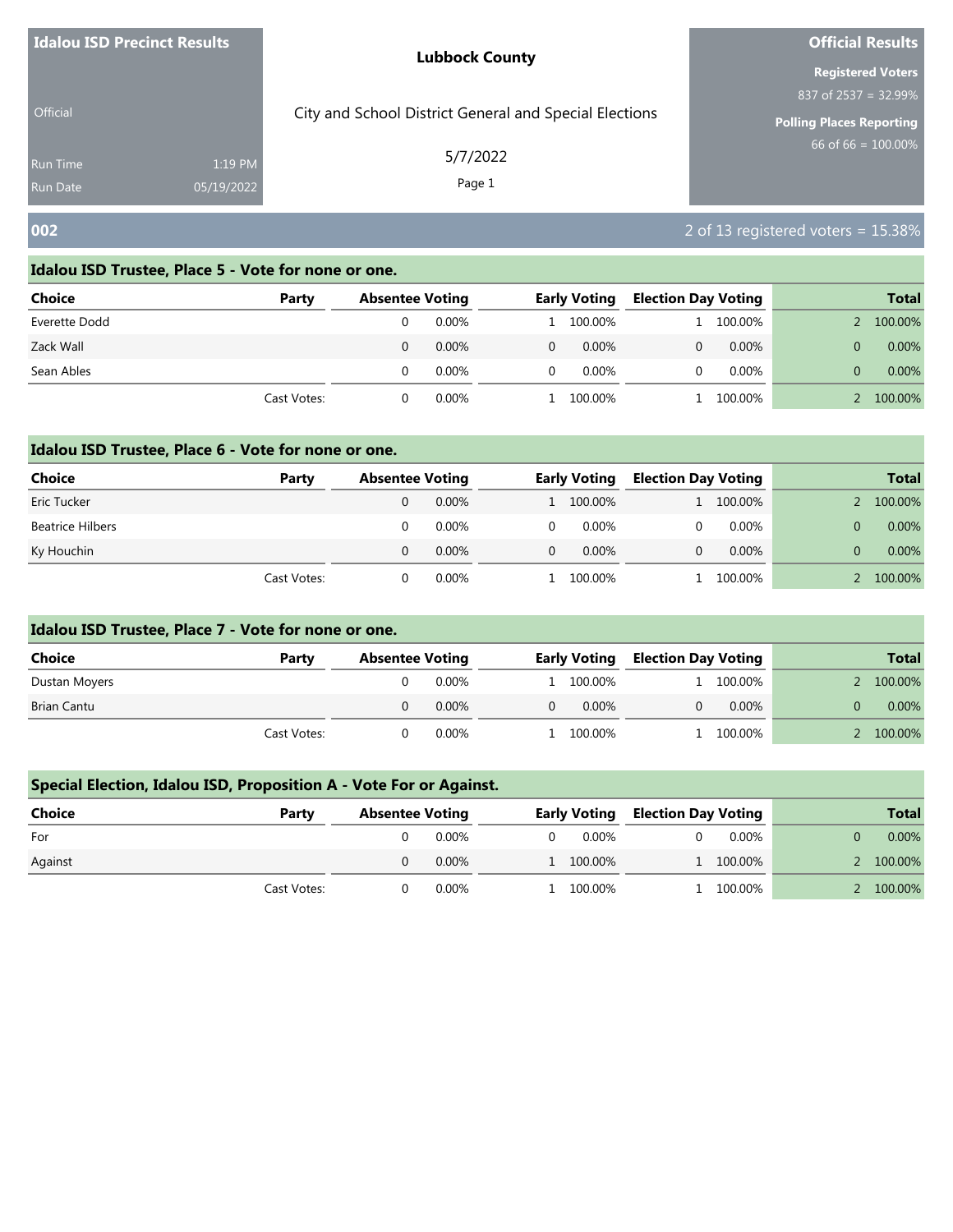**Idalou ISD Precinct Results**

Official

Run Time 1:19 PM
Run Date 05/19/2022

**Lubbock County**

City and School District General and Special Elections

5/7/2022

**Official Results**

**Registered Voters**
837 of 2537 = 32.99%

**Polling Places Reporting**
66 of 66 = 100.00%

## 002

2 of 13 registered voters = 15.38%

### Idalou ISD Trustee, Place 5 - Vote for none or one.

| Choice | Party | Absentee Voting | | Early Voting | | Election Day Voting | | Total | |
|---|---|---|---|---|---|---|---|---|---|
| Everette Dodd | | 0 | 0.00% | 1 | 100.00% | 1 | 100.00% | 2 | 100.00% |
| Zack Wall | | 0 | 0.00% | 0 | 0.00% | 0 | 0.00% | 0 | 0.00% |
| Sean Ables | | 0 | 0.00% | 0 | 0.00% | 0 | 0.00% | 0 | 0.00% |
| | Cast Votes: | 0 | 0.00% | 1 | 100.00% | 1 | 100.00% | 2 | 100.00% |

### Idalou ISD Trustee, Place 6 - Vote for none or one.

| Choice | Party | Absentee Voting | | Early Voting | | Election Day Voting | | Total | |
|---|---|---|---|---|---|---|---|---|---|
| Eric Tucker | | 0 | 0.00% | 1 | 100.00% | 1 | 100.00% | 2 | 100.00% |
| Beatrice Hilbers | | 0 | 0.00% | 0 | 0.00% | 0 | 0.00% | 0 | 0.00% |
| Ky Houchin | | 0 | 0.00% | 0 | 0.00% | 0 | 0.00% | 0 | 0.00% |
| | Cast Votes: | 0 | 0.00% | 1 | 100.00% | 1 | 100.00% | 2 | 100.00% |

### Idalou ISD Trustee, Place 7 - Vote for none or one.

| Choice | Party | Absentee Voting | | Early Voting | | Election Day Voting | | Total | |
|---|---|---|---|---|---|---|---|---|---|
| Dustan Moyers | | 0 | 0.00% | 1 | 100.00% | 1 | 100.00% | 2 | 100.00% |
| Brian Cantu | | 0 | 0.00% | 0 | 0.00% | 0 | 0.00% | 0 | 0.00% |
| | Cast Votes: | 0 | 0.00% | 1 | 100.00% | 1 | 100.00% | 2 | 100.00% |

### Special Election, Idalou ISD, Proposition A - Vote For or Against.

| Choice | Party | Absentee Voting | | Early Voting | | Election Day Voting | | Total | |
|---|---|---|---|---|---|---|---|---|---|
| For | | 0 | 0.00% | 0 | 0.00% | 0 | 0.00% | 0 | 0.00% |
| Against | | 0 | 0.00% | 1 | 100.00% | 1 | 100.00% | 2 | 100.00% |
| | Cast Votes: | 0 | 0.00% | 1 | 100.00% | 1 | 100.00% | 2 | 100.00% |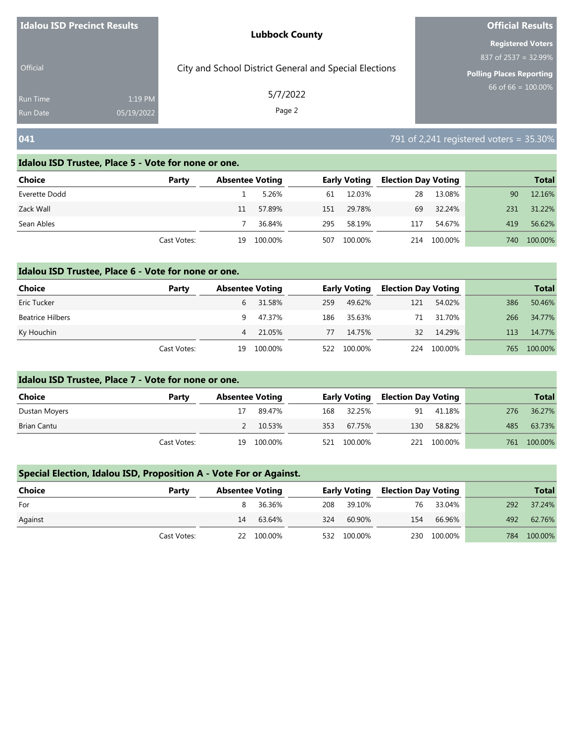**Idalou ISD Precinct Results**

Official

Run Time 1:19 PM
Run Date 05/19/2022

**Lubbock County**

City and School District General and Special Elections

5/7/2022

**Official Results**

**Registered Voters**
837 of 2537 = 32.99%

**Polling Places Reporting**
66 of 66 = 100.00%

## 041

791 of 2,241 registered voters = 35.30%

### Idalou ISD Trustee, Place 5 - Vote for none or one.

| Choice | Party | Absentee Voting | | Early Voting | | Election Day Voting | | Total | |
|---|---|---|---|---|---|---|---|---|---|
| Everette Dodd | | 1 | 5.26% | 61 | 12.03% | 28 | 13.08% | 90 | 12.16% |
| Zack Wall | | 11 | 57.89% | 151 | 29.78% | 69 | 32.24% | 231 | 31.22% |
| Sean Ables | | 7 | 36.84% | 295 | 58.19% | 117 | 54.67% | 419 | 56.62% |
| | Cast Votes: | 19 | 100.00% | 507 | 100.00% | 214 | 100.00% | 740 | 100.00% |

### Idalou ISD Trustee, Place 6 - Vote for none or one.

| Choice | Party | Absentee Voting | | Early Voting | | Election Day Voting | | Total | |
|---|---|---|---|---|---|---|---|---|---|
| Eric Tucker | | 6 | 31.58% | 259 | 49.62% | 121 | 54.02% | 386 | 50.46% |
| Beatrice Hilbers | | 9 | 47.37% | 186 | 35.63% | 71 | 31.70% | 266 | 34.77% |
| Ky Houchin | | 4 | 21.05% | 77 | 14.75% | 32 | 14.29% | 113 | 14.77% |
| | Cast Votes: | 19 | 100.00% | 522 | 100.00% | 224 | 100.00% | 765 | 100.00% |

### Idalou ISD Trustee, Place 7 - Vote for none or one.

| Choice | Party | Absentee Voting | | Early Voting | | Election Day Voting | | Total | |
|---|---|---|---|---|---|---|---|---|---|
| Dustan Moyers | | 17 | 89.47% | 168 | 32.25% | 91 | 41.18% | 276 | 36.27% |
| Brian Cantu | | 2 | 10.53% | 353 | 67.75% | 130 | 58.82% | 485 | 63.73% |
| | Cast Votes: | 19 | 100.00% | 521 | 100.00% | 221 | 100.00% | 761 | 100.00% |

### Special Election, Idalou ISD, Proposition A - Vote For or Against.

| Choice | Party | Absentee Voting | | Early Voting | | Election Day Voting | | Total | |
|---|---|---|---|---|---|---|---|---|---|
| For | | 8 | 36.36% | 208 | 39.10% | 76 | 33.04% | 292 | 37.24% |
| Against | | 14 | 63.64% | 324 | 60.90% | 154 | 66.96% | 492 | 62.76% |
| | Cast Votes: | 22 | 100.00% | 532 | 100.00% | 230 | 100.00% | 784 | 100.00% |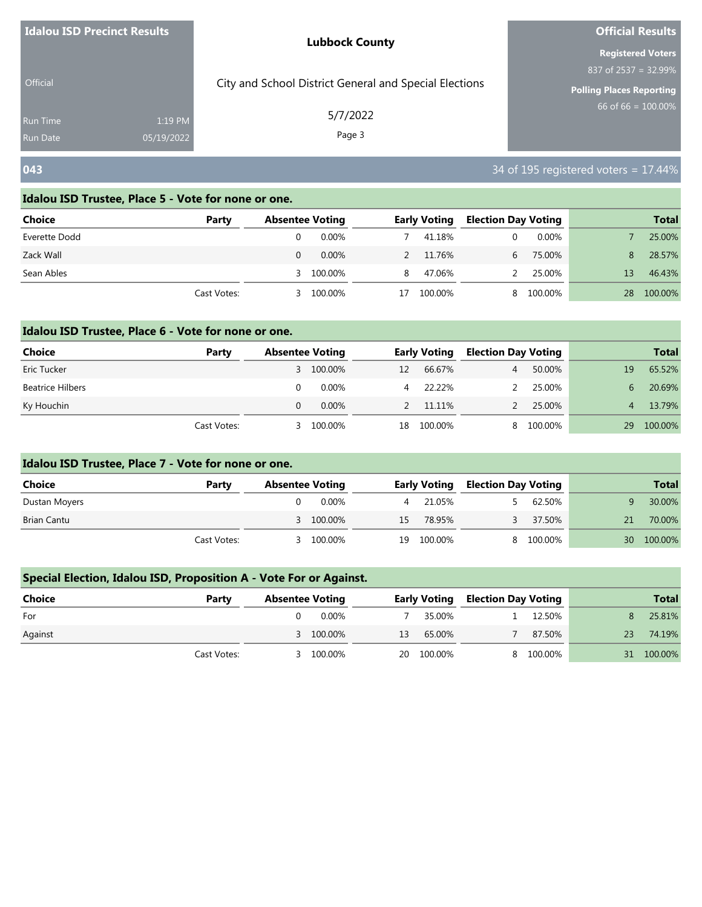**Idalou ISD Precinct Results**

Official

Run Time 1:19 PM
Run Date 05/19/2022

**Lubbock County**

City and School District General and Special Elections

5/7/2022

**Official Results**

**Registered Voters**
837 of 2537 = 32.99%

**Polling Places Reporting**
66 of 66 = 100.00%

## 043

34 of 195 registered voters = 17.44%

### Idalou ISD Trustee, Place 5 - Vote for none or one.

| Choice | Party | Absentee Voting | | Early Voting | | Election Day Voting | | Total | |
|---|---|---|---|---|---|---|---|---|---|
| Everette Dodd | | 0 | 0.00% | 7 | 41.18% | 0 | 0.00% | 7 | 25.00% |
| Zack Wall | | 0 | 0.00% | 2 | 11.76% | 6 | 75.00% | 8 | 28.57% |
| Sean Ables | | 3 | 100.00% | 8 | 47.06% | 2 | 25.00% | 13 | 46.43% |
| | Cast Votes: | 3 | 100.00% | 17 | 100.00% | 8 | 100.00% | 28 | 100.00% |

### Idalou ISD Trustee, Place 6 - Vote for none or one.

| Choice | Party | Absentee Voting | | Early Voting | | Election Day Voting | | Total | |
|---|---|---|---|---|---|---|---|---|---|
| Eric Tucker | | 3 | 100.00% | 12 | 66.67% | 4 | 50.00% | 19 | 65.52% |
| Beatrice Hilbers | | 0 | 0.00% | 4 | 22.22% | 2 | 25.00% | 6 | 20.69% |
| Ky Houchin | | 0 | 0.00% | 2 | 11.11% | 2 | 25.00% | 4 | 13.79% |
| | Cast Votes: | 3 | 100.00% | 18 | 100.00% | 8 | 100.00% | 29 | 100.00% |

### Idalou ISD Trustee, Place 7 - Vote for none or one.

| Choice | Party | Absentee Voting | | Early Voting | | Election Day Voting | | Total | |
|---|---|---|---|---|---|---|---|---|---|
| Dustan Moyers | | 0 | 0.00% | 4 | 21.05% | 5 | 62.50% | 9 | 30.00% |
| Brian Cantu | | 3 | 100.00% | 15 | 78.95% | 3 | 37.50% | 21 | 70.00% |
| | Cast Votes: | 3 | 100.00% | 19 | 100.00% | 8 | 100.00% | 30 | 100.00% |

### Special Election, Idalou ISD, Proposition A - Vote For or Against.

| Choice | Party | Absentee Voting | | Early Voting | | Election Day Voting | | Total | |
|---|---|---|---|---|---|---|---|---|---|
| For | | 0 | 0.00% | 7 | 35.00% | 1 | 12.50% | 8 | 25.81% |
| Against | | 3 | 100.00% | 13 | 65.00% | 7 | 87.50% | 23 | 74.19% |
| | Cast Votes: | 3 | 100.00% | 20 | 100.00% | 8 | 100.00% | 31 | 100.00% |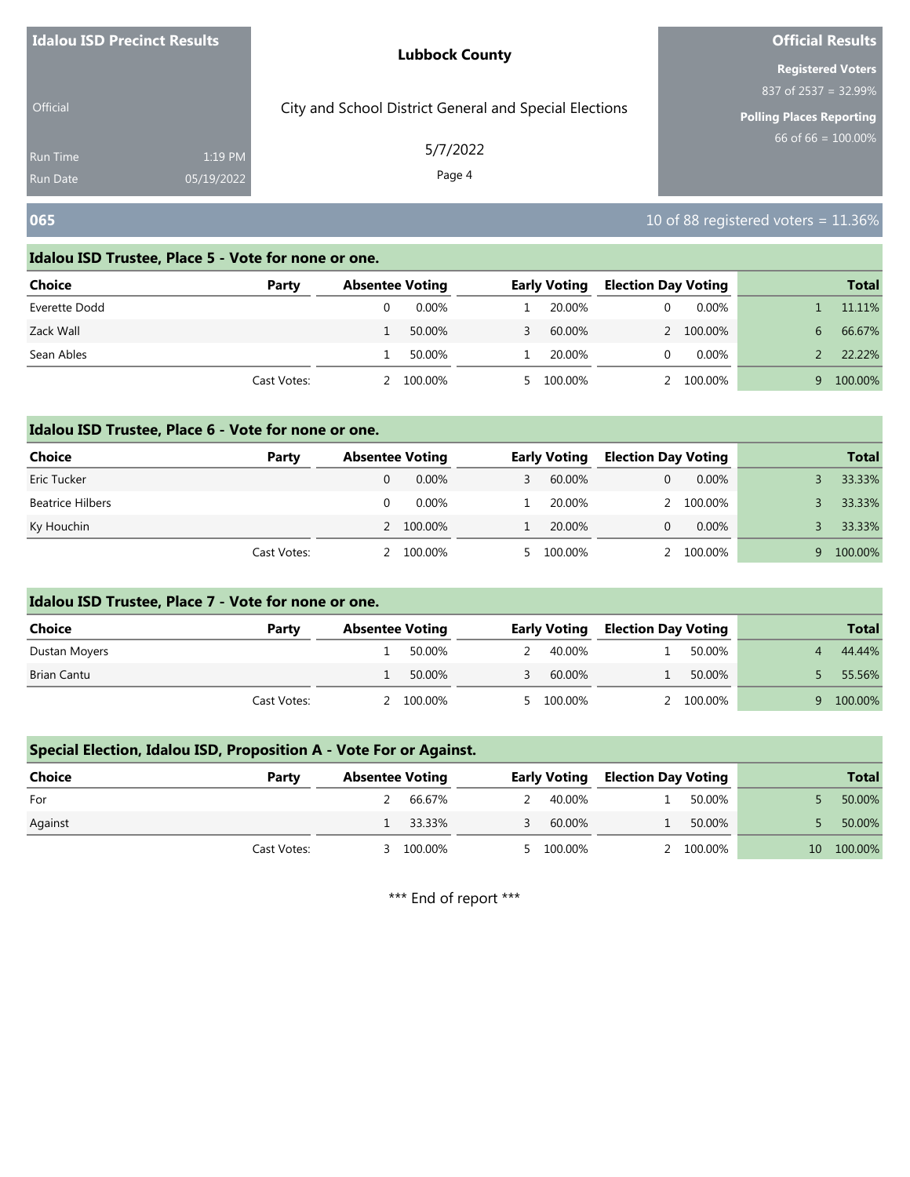**Idalou ISD Precinct Results**

Official

Run Time 1:19 PM

Run Date 05/19/2022

**Lubbock County**

City and School District General and Special Elections

5/7/2022

**Official Results**

**Registered Voters**

837 of 2537 = 32.99%

**Polling Places Reporting**

66 of 66 = 100.00%

## 065

10 of 88 registered voters = 11.36%

### Idalou ISD Trustee, Place 5 - Vote for none or one.

| Choice | Party | Absentee Voting | | Early Voting | | Election Day Voting | | Total | |
|---|---|---|---|---|---|---|---|---|---|
| Everette Dodd | | 0 | 0.00% | 1 | 20.00% | 0 | 0.00% | 1 | 11.11% |
| Zack Wall | | 1 | 50.00% | 3 | 60.00% | 2 | 100.00% | 6 | 66.67% |
| Sean Ables | | 1 | 50.00% | 1 | 20.00% | 0 | 0.00% | 2 | 22.22% |
| | Cast Votes: | 2 | 100.00% | 5 | 100.00% | 2 | 100.00% | 9 | 100.00% |

### Idalou ISD Trustee, Place 6 - Vote for none or one.

| Choice | Party | Absentee Voting | | Early Voting | | Election Day Voting | | Total | |
|---|---|---|---|---|---|---|---|---|---|
| Eric Tucker | | 0 | 0.00% | 3 | 60.00% | 0 | 0.00% | 3 | 33.33% |
| Beatrice Hilbers | | 0 | 0.00% | 1 | 20.00% | 2 | 100.00% | 3 | 33.33% |
| Ky Houchin | | 2 | 100.00% | 1 | 20.00% | 0 | 0.00% | 3 | 33.33% |
| | Cast Votes: | 2 | 100.00% | 5 | 100.00% | 2 | 100.00% | 9 | 100.00% |

### Idalou ISD Trustee, Place 7 - Vote for none or one.

| Choice | Party | Absentee Voting | | Early Voting | | Election Day Voting | | Total | |
|---|---|---|---|---|---|---|---|---|---|
| Dustan Moyers | | 1 | 50.00% | 2 | 40.00% | 1 | 50.00% | 4 | 44.44% |
| Brian Cantu | | 1 | 50.00% | 3 | 60.00% | 1 | 50.00% | 5 | 55.56% |
| | Cast Votes: | 2 | 100.00% | 5 | 100.00% | 2 | 100.00% | 9 | 100.00% |

### Special Election, Idalou ISD, Proposition A - Vote For or Against.

| Choice | Party | Absentee Voting | | Early Voting | | Election Day Voting | | Total | |
|---|---|---|---|---|---|---|---|---|---|
| For | | 2 | 66.67% | 2 | 40.00% | 1 | 50.00% | 5 | 50.00% |
| Against | | 1 | 33.33% | 3 | 60.00% | 1 | 50.00% | 5 | 50.00% |
| | Cast Votes: | 3 | 100.00% | 5 | 100.00% | 2 | 100.00% | 10 | 100.00% |

*** End of report ***